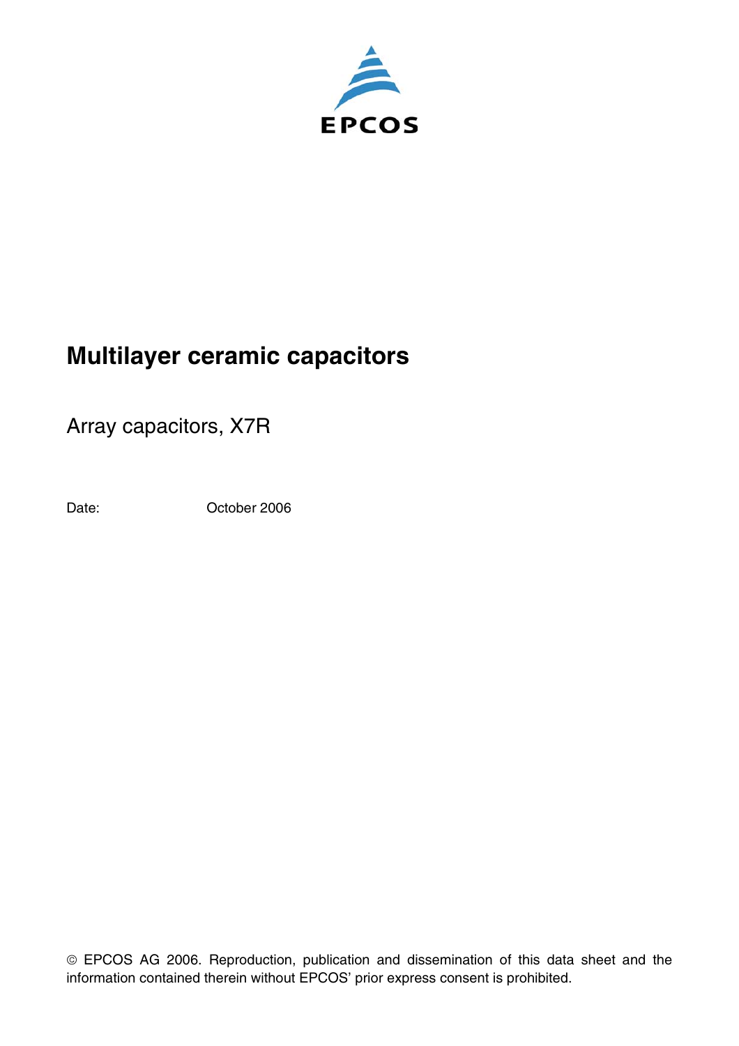EPCOS

# Multilayer ceramic capacitors

Array capacitors, X7R

Date: October 2006

© EPCOS AG 2006. Reproduction, publication and dissemination of this data sheet and the information contained therein without EPCOS' prior express consent is prohibited.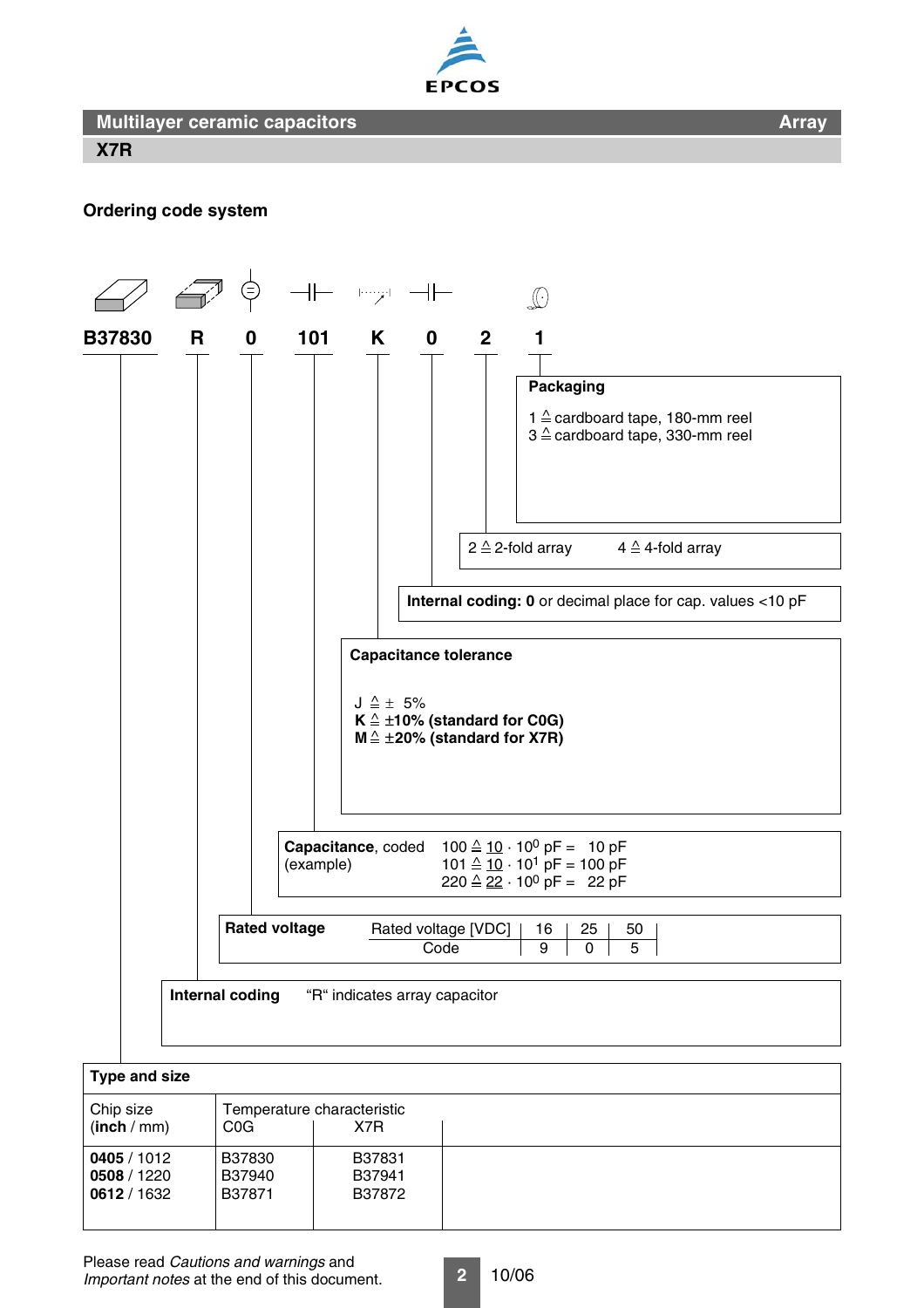# Multilayer ceramic capacitors — Array

## X7R

### Ordering code system

**B37830 R 0 101 K 0 2 1**

**Packaging**

1 ≙ cardboard tape, 180-mm reel
3 ≙ cardboard tape, 330-mm reel

2 ≙ 2-fold array 4 ≙ 4-fold array

**Internal coding: 0** or decimal place for cap. values <10 pF

**Capacitance tolerance**

J ≙ ± 5%
**K ≙ ±10% (standard for C0G)**
**M ≙ ±20% (standard for X7R)**

**Capacitance**, coded (example)

101 ≙ 10 · $10^0$ pF = 10 pF
101 ≙ 10 · $10^1$ pF = 100 pF
220 ≙ 22 · $10^0$ pF = 22 pF

**Rated voltage**

| Rated voltage [VDC] | 16 | 25 | 50 |
|---|---|---|---|
| Code | 9 | 0 | 5 |

**Internal coding** "R" indicates array capacitor

**Type and size**

| Chip size (**inch** / mm) | Temperature characteristic C0G | X7R |
|---|---|---|
| **0405** / 1012 | B37830 | B37831 |
| **0508** / 1220 | B37940 | B37941 |
| **0612** / 1632 | B37871 | B37872 |

Please read *Cautions and warnings* and *Important notes* at the end of this document.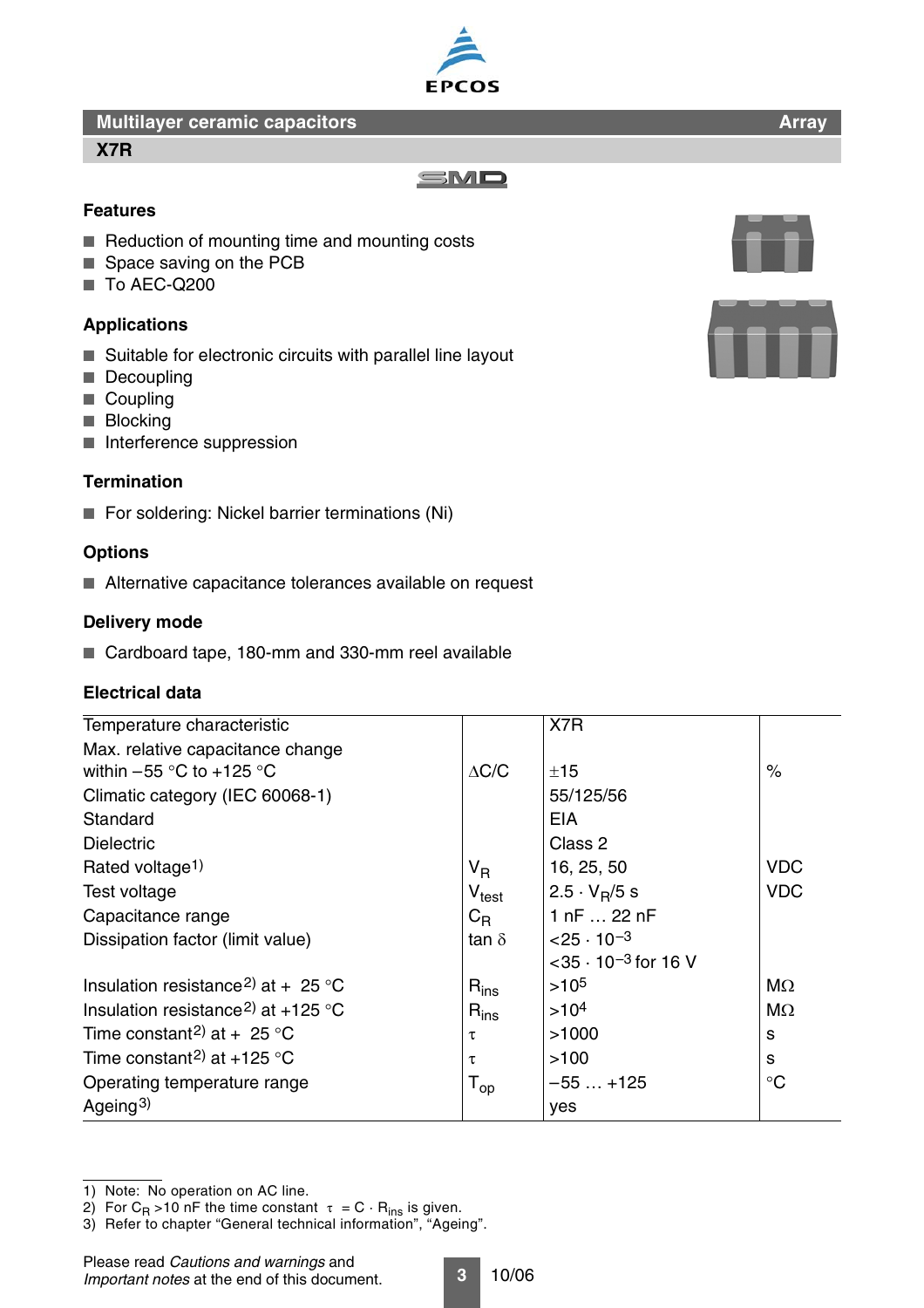# Multilayer ceramic capacitors — Array

## X7R

SMD

### Features

- Reduction of mounting time and mounting costs
- Space saving on the PCB
- To AEC-Q200

### Applications

- Suitable for electronic circuits with parallel line layout
- Decoupling
- Coupling
- Blocking
- Interference suppression

### Termination

- For soldering: Nickel barrier terminations (Ni)

### Options

- Alternative capacitance tolerances available on request

### Delivery mode

- Cardboard tape, 180-mm and 330-mm reel available

### Electrical data

| Parameter | Symbol | Value | Unit |
|---|---|---|---|
| Temperature characteristic | | X7R | |
| Max. relative capacitance change within −55 °C to +125 °C | $\Delta C/C$ | ±15 | % |
| Climatic category (IEC 60068-1) | | 55/125/56 | |
| Standard | | EIA | |
| Dielectric | | Class 2 | |
| Rated voltage[1] | $V_R$ | 16, 25, 50 | VDC |
| Test voltage | $V_{test}$ | $2.5 \cdot V_R$/5 s | VDC |
| Capacitance range | $C_R$ | 1 nF … 22 nF | |
| Dissipation factor (limit value) | $\tan \delta$ | $<25 \cdot 10^{-3}$<br>$<35 \cdot 10^{-3}$ for 16 V | |
| Insulation resistance[2] at + 25 °C | $R_{ins}$ | $>10^5$ | MΩ |
| Insulation resistance[2] at +125 °C | $R_{ins}$ | $>10^4$ | MΩ |
| Time constant[2] at + 25 °C | $\tau$ | >1000 | s |
| Time constant[2] at +125 °C | $\tau$ | >100 | s |
| Operating temperature range | $T_{op}$ | −55 … +125 | °C |
| Ageing[3] | | yes | |

1) Note: No operation on AC line.
2) For $C_R$ >10 nF the time constant $\tau = C \cdot R_{ins}$ is given.
3) Refer to chapter "General technical information", "Ageing".

Please read *Cautions and warnings* and *Important notes* at the end of this document.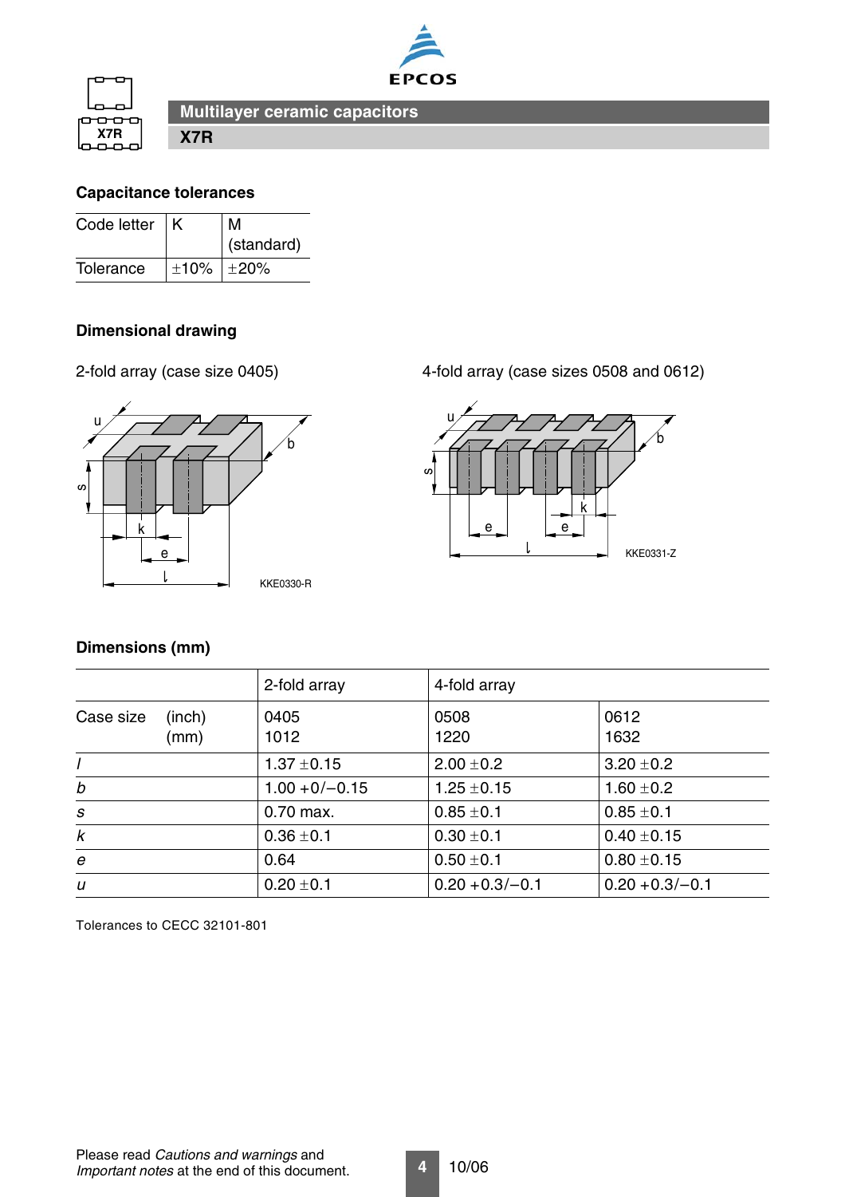## Capacitance tolerances

| Code letter | K | M (standard) |
|---|---|---|
| Tolerance | ±10% | ±20% |

## Dimensional drawing

2-fold array (case size 0405)

KKE0330-R

4-fold array (case sizes 0508 and 0612)

KKE0331-Z

## Dimensions (mm)

| | 2-fold array | 4-fold array | |
|---|---|---|---|
| Case size (inch) (mm) | 0405 1012 | 0508 1220 | 0612 1632 |
| *l* | 1.37 ±0.15 | 2.00 ±0.2 | 3.20 ±0.2 |
| *b* | 1.00 +0/−0.15 | 1.25 ±0.15 | 1.60 ±0.2 |
| *s* | 0.70 max. | 0.85 ±0.1 | 0.85 ±0.1 |
| *k* | 0.36 ±0.1 | 0.30 ±0.1 | 0.40 ±0.15 |
| *e* | 0.64 | 0.50 ±0.1 | 0.80 ±0.15 |
| *u* | 0.20 ±0.1 | 0.20 +0.3/−0.1 | 0.20 +0.3/−0.1 |

Tolerances to CECC 32101-801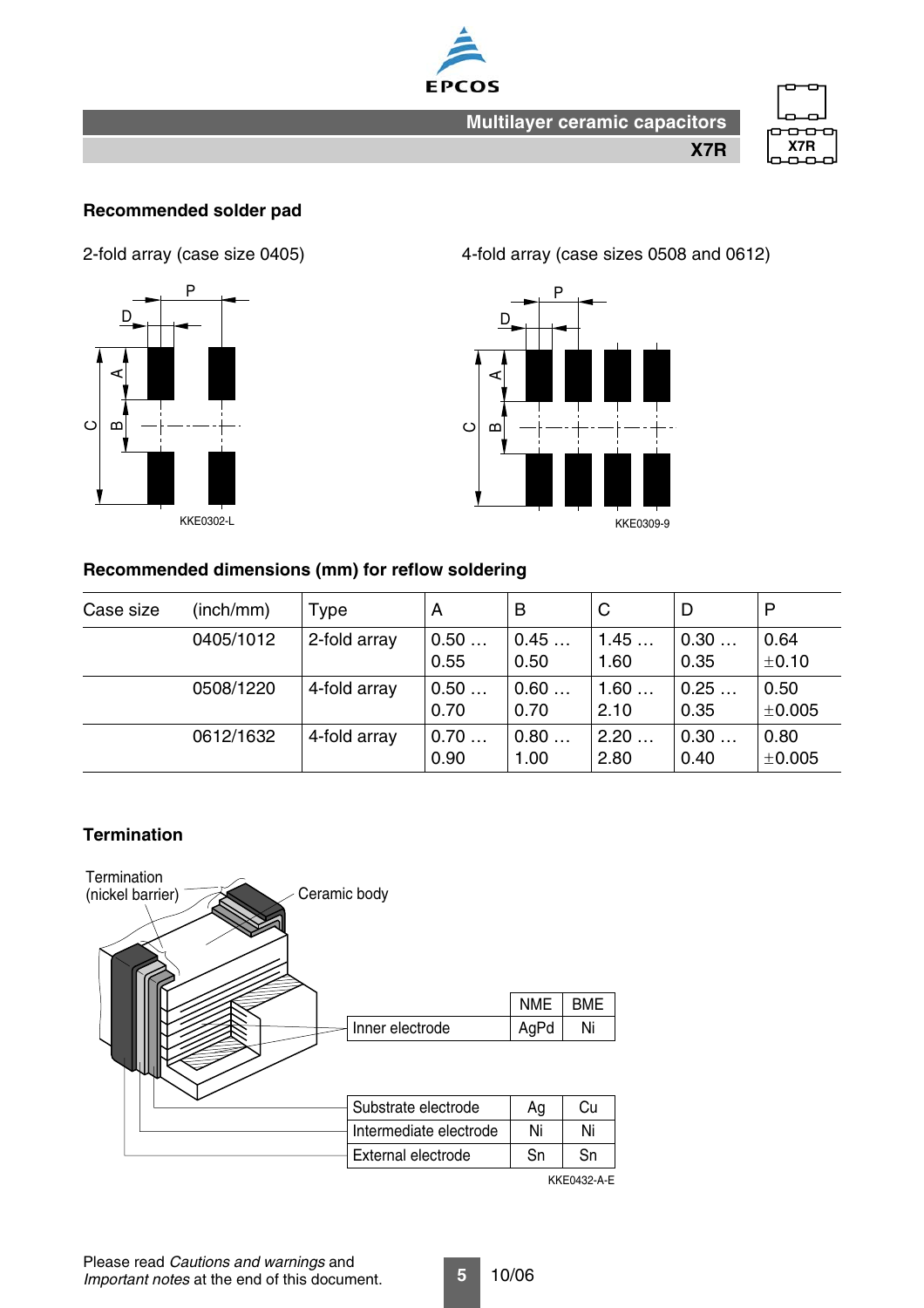## Recommended solder pad

2-fold array (case size 0405)

4-fold array (case sizes 0508 and 0612)

KKE0302-L

KKE0309-9

### Recommended dimensions (mm) for reflow soldering

| Case size (inch/mm) | Type | A | B | C | D | P |
|---|---|---|---|---|---|---|
| 0405/1012 | 2-fold array | 0.50 … 0.55 | 0.45 … 0.50 | 1.45 … 1.60 | 0.30 … 0.35 | 0.64 ±0.10 |
| 0508/1220 | 4-fold array | 0.50 … 0.70 | 0.60 … 0.70 | 1.60 … 2.10 | 0.25 … 0.35 | 0.50 ±0.005 |
| 0612/1632 | 4-fold array | 0.70 … 0.90 | 0.80 … 1.00 | 2.20 … 2.80 | 0.30 … 0.40 | 0.80 ±0.005 |

## Termination

Termination (nickel barrier)

Ceramic body

| | NME | BME |
|---|---|---|
| Inner electrode | AgPd | Ni |

| | NME | BME |
|---|---|---|
| Substrate electrode | Ag | Cu |
| Intermediate electrode | Ni | Ni |
| External electrode | Sn | Sn |

KKE0432-A-E

Please read *Cautions and warnings* and *Important notes* at the end of this document.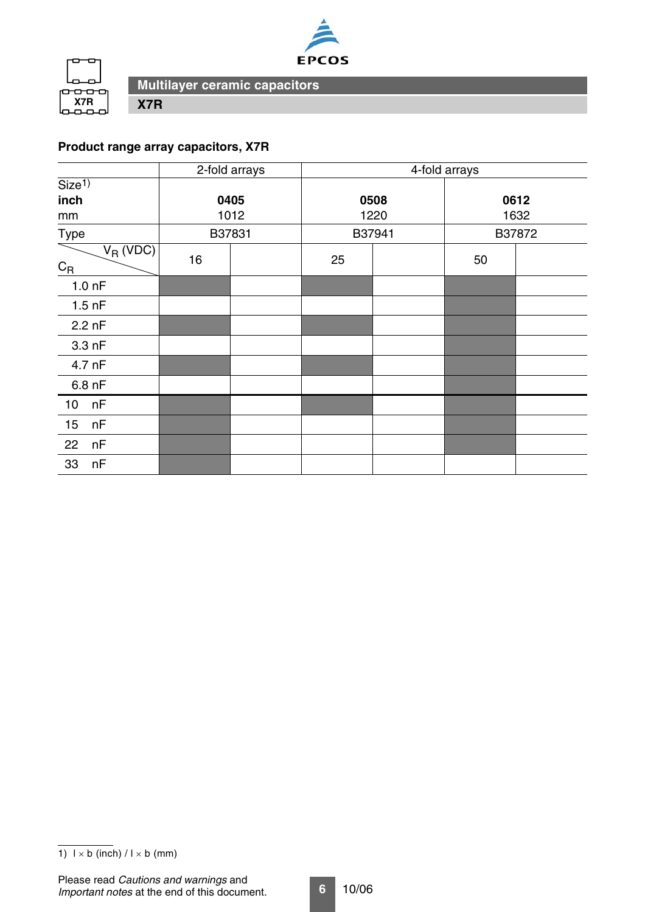## Multilayer ceramic capacitors

**X7R**

### Product range array capacitors, X7R

| | 2-fold arrays | | 4-fold arrays | | | |
|---|---|---|---|---|---|---|
| Size[1]<br>**inch**<br>mm | **0405**<br>1012 | | **0508**<br>1220 | | **0612**<br>1632 | |
| Type | B37831 | | B37941 | | B37872 | |
| $V_R$ (VDC) / $C_R$ | 16 | | 25 | | 50 | |
| 1.0 nF | ■ | | ■ | | ■ | |
| 1.5 nF | | | | | ■ | |
| 2.2 nF | ■ | | ■ | | ■ | |
| 3.3 nF | | | | | ■ | |
| 4.7 nF | ■ | | ■ | | ■ | |
| 6.8 nF | | | | | ■ | |
| 10 nF | ■ | | ■ | | ■ | |
| 15 nF | ■ | | | | ■ | |
| 22 nF | ■ | | | | ■ | |
| 33 nF | ■ | | | | | |

1) l × b (inch) / l × b (mm)

Please read *Cautions and warnings* and *Important notes* at the end of this document.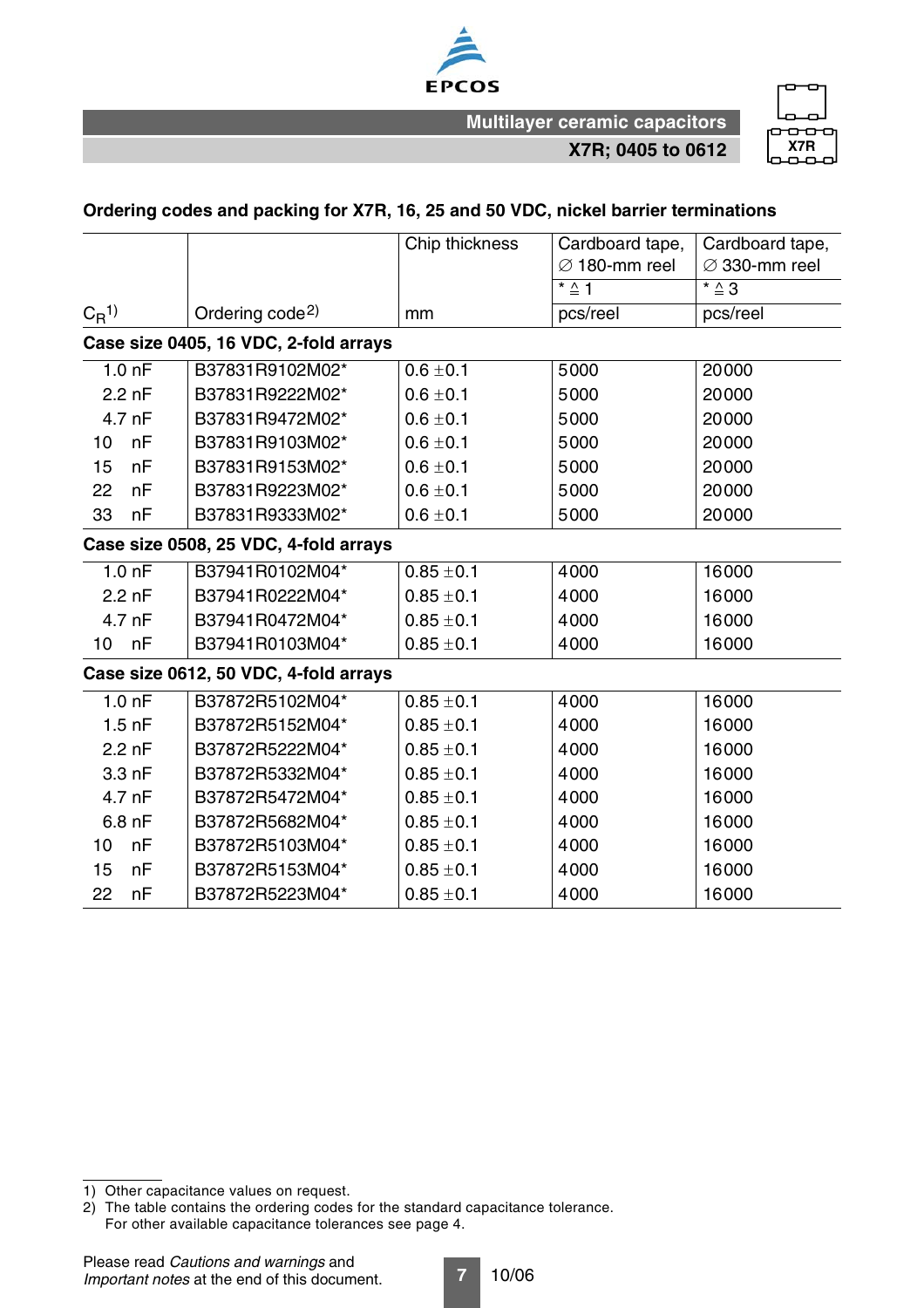## Ordering codes and packing for X7R, 16, 25 and 50 VDC, nickel barrier terminations

| $C_R$[1)] | Ordering code[2)] | Chip thickness<br>mm | Cardboard tape, ∅ 180-mm reel<br>* ≙ 1<br>pcs/reel | Cardboard tape, ∅ 330-mm reel<br>* ≙ 3<br>pcs/reel |
|---|---|---|---|---|
| **Case size 0405, 16 VDC, 2-fold arrays** | | | | |
| 1.0 nF | B37831R9102M02* | 0.6 ±0.1 | 5000 | 20000 |
| 2.2 nF | B37831R9222M02* | 0.6 ±0.1 | 5000 | 20000 |
| 4.7 nF | B37831R9472M02* | 0.6 ±0.1 | 5000 | 20000 |
| 10 nF | B37831R9103M02* | 0.6 ±0.1 | 5000 | 20000 |
| 15 nF | B37831R9153M02* | 0.6 ±0.1 | 5000 | 20000 |
| 22 nF | B37831R9223M02* | 0.6 ±0.1 | 5000 | 20000 |
| 33 nF | B37831R9333M02* | 0.6 ±0.1 | 5000 | 20000 |
| **Case size 0508, 25 VDC, 4-fold arrays** | | | | |
| 1.0 nF | B37941R0102M04* | 0.85 ±0.1 | 4000 | 16000 |
| 2.2 nF | B37941R0222M04* | 0.85 ±0.1 | 4000 | 16000 |
| 4.7 nF | B37941R0472M04* | 0.85 ±0.1 | 4000 | 16000 |
| 10 nF | B37941R0103M04* | 0.85 ±0.1 | 4000 | 16000 |
| **Case size 0612, 50 VDC, 4-fold arrays** | | | | |
| 1.0 nF | B37872R5102M04* | 0.85 ±0.1 | 4000 | 16000 |
| 1.5 nF | B37872R5152M04* | 0.85 ±0.1 | 4000 | 16000 |
| 2.2 nF | B37872R5222M04* | 0.85 ±0.1 | 4000 | 16000 |
| 3.3 nF | B37872R5332M04* | 0.85 ±0.1 | 4000 | 16000 |
| 4.7 nF | B37872R5472M04* | 0.85 ±0.1 | 4000 | 16000 |
| 6.8 nF | B37872R5682M04* | 0.85 ±0.1 | 4000 | 16000 |
| 10 nF | B37872R5103M04* | 0.85 ±0.1 | 4000 | 16000 |
| 15 nF | B37872R5153M04* | 0.85 ±0.1 | 4000 | 16000 |
| 22 nF | B37872R5223M04* | 0.85 ±0.1 | 4000 | 16000 |

1) Other capacitance values on request.
2) The table contains the ordering codes for the standard capacitance tolerance.
For other available capacitance tolerances see page 4.

Please read *Cautions and warnings* and *Important notes* at the end of this document.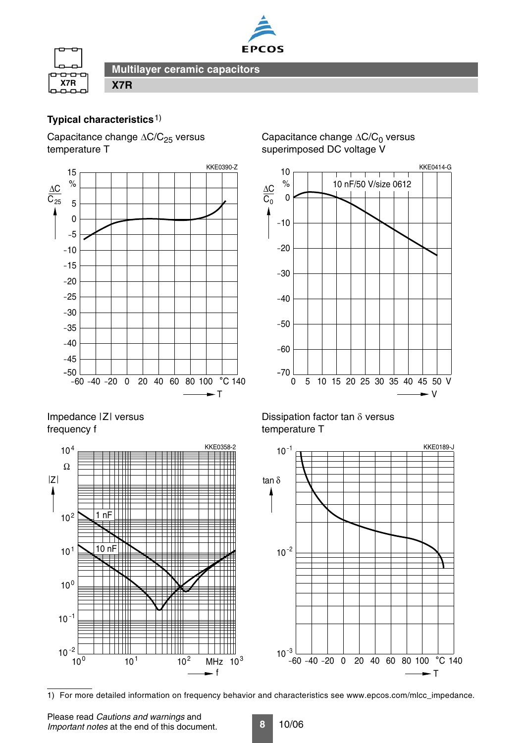# Multilayer ceramic capacitors

## X7R

### Typical characteristics[1)]

Capacitance change $\Delta C/C_{25}$ versus temperature T

Capacitance change $\Delta C/C_0$ versus superimposed DC voltage V

Impedance |Z| versus frequency f

Dissipation factor tan $\delta$ versus temperature T

1) For more detailed information on frequency behavior and characteristics see www.epcos.com/mlcc_impedance.

Please read *Cautions and warnings* and *Important notes* at the end of this document.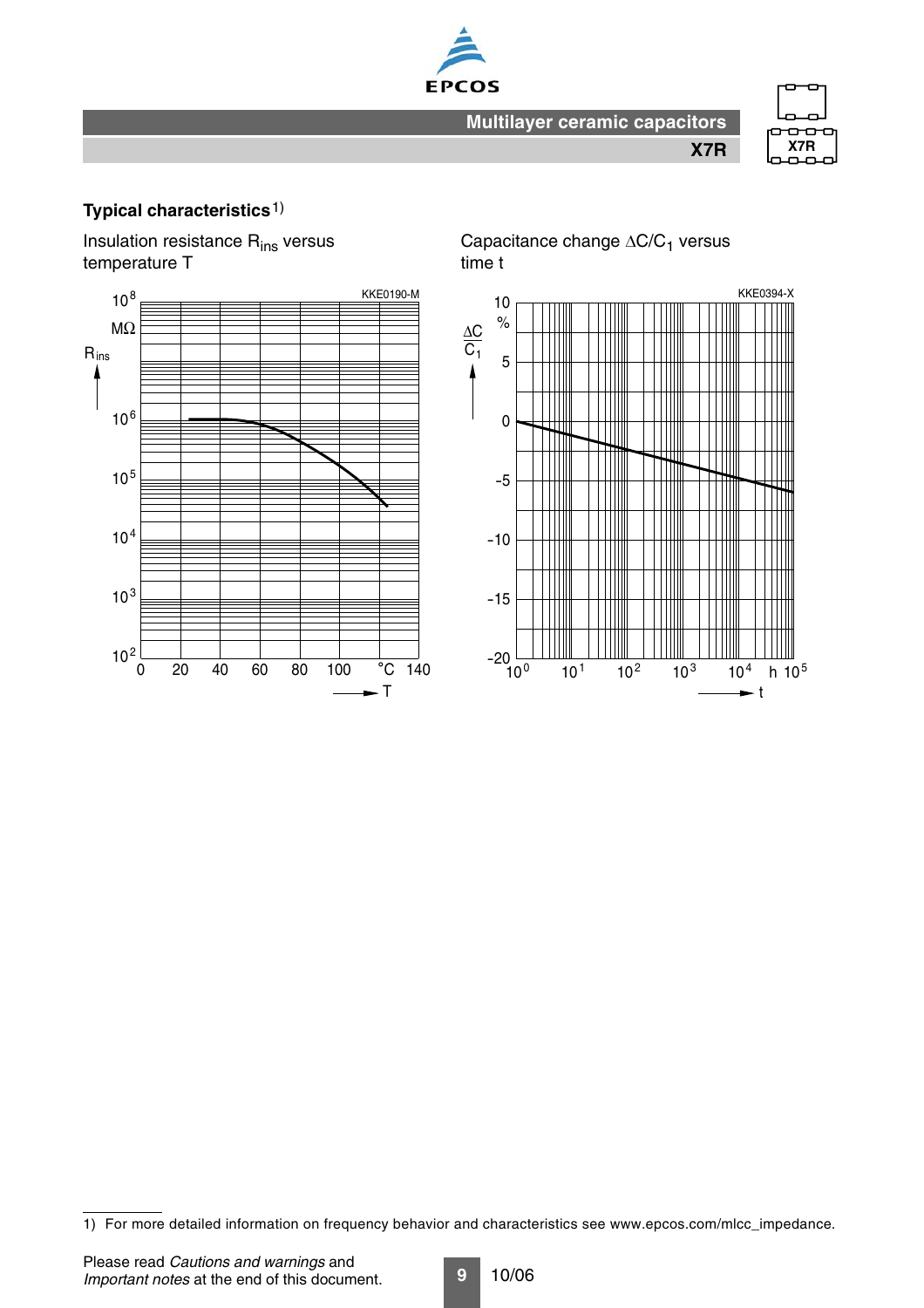## Typical characteristics[1)]

Insulation resistance $R_{ins}$ versus temperature T

Capacitance change $\Delta C/C_1$ versus time t

1) For more detailed information on frequency behavior and characteristics see www.epcos.com/mlcc_impedance.

Please read *Cautions and warnings* and *Important notes* at the end of this document.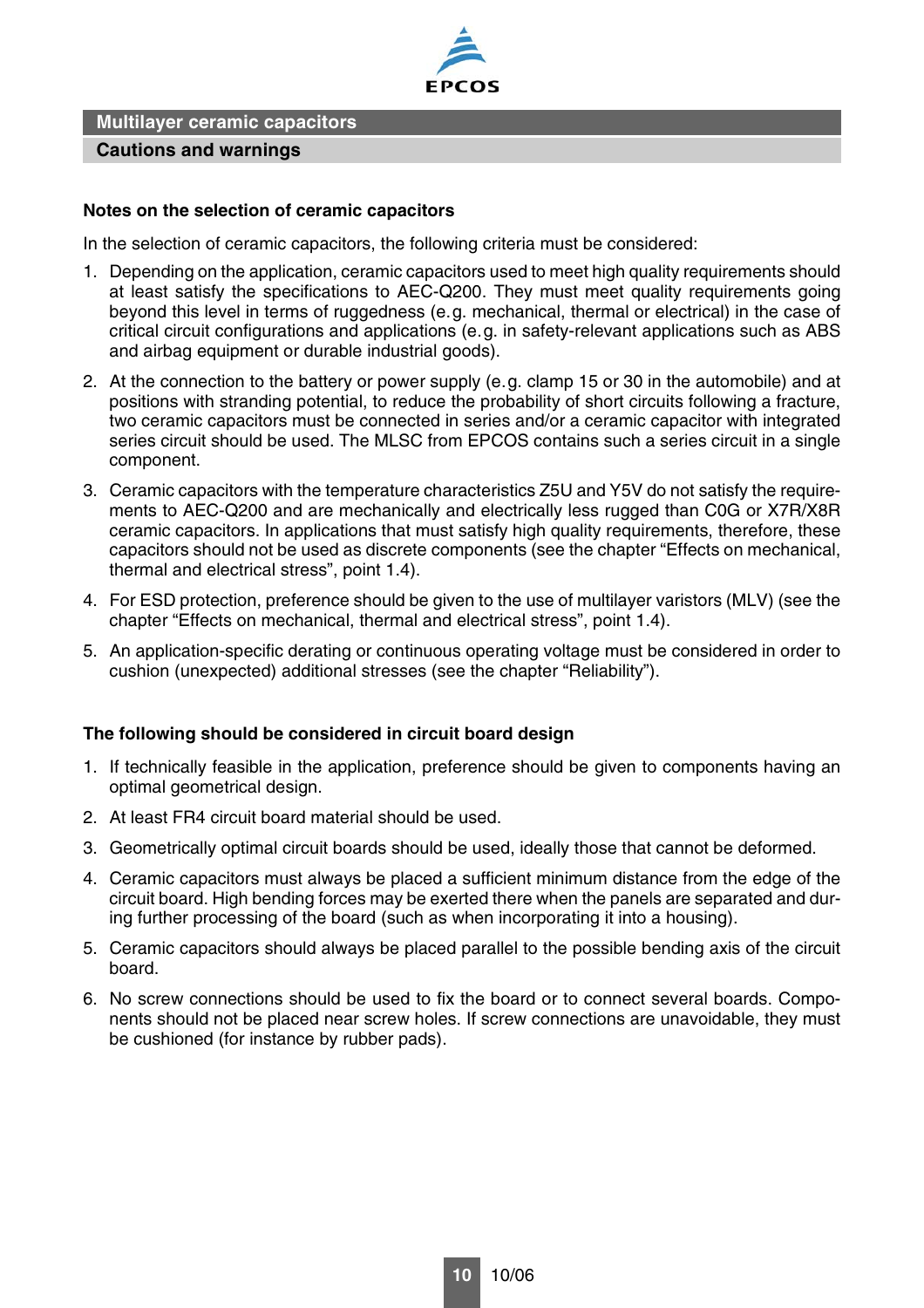## Multilayer ceramic capacitors

### Cautions and warnings

**Notes on the selection of ceramic capacitors**

In the selection of ceramic capacitors, the following criteria must be considered:

1. Depending on the application, ceramic capacitors used to meet high quality requirements should at least satisfy the specifications to AEC-Q200. They must meet quality requirements going beyond this level in terms of ruggedness (e.g. mechanical, thermal or electrical) in the case of critical circuit configurations and applications (e.g. in safety-relevant applications such as ABS and airbag equipment or durable industrial goods).
2. At the connection to the battery or power supply (e.g. clamp 15 or 30 in the automobile) and at positions with stranding potential, to reduce the probability of short circuits following a fracture, two ceramic capacitors must be connected in series and/or a ceramic capacitor with integrated series circuit should be used. The MLSC from EPCOS contains such a series circuit in a single component.
3. Ceramic capacitors with the temperature characteristics Z5U and Y5V do not satisfy the requirements to AEC-Q200 and are mechanically and electrically less rugged than C0G or X7R/X8R ceramic capacitors. In applications that must satisfy high quality requirements, therefore, these capacitors should not be used as discrete components (see the chapter "Effects on mechanical, thermal and electrical stress", point 1.4).
4. For ESD protection, preference should be given to the use of multilayer varistors (MLV) (see the chapter "Effects on mechanical, thermal and electrical stress", point 1.4).
5. An application-specific derating or continuous operating voltage must be considered in order to cushion (unexpected) additional stresses (see the chapter "Reliability").

**The following should be considered in circuit board design**

1. If technically feasible in the application, preference should be given to components having an optimal geometrical design.
2. At least FR4 circuit board material should be used.
3. Geometrically optimal circuit boards should be used, ideally those that cannot be deformed.
4. Ceramic capacitors must always be placed a sufficient minimum distance from the edge of the circuit board. High bending forces may be exerted there when the panels are separated and during further processing of the board (such as when incorporating it into a housing).
5. Ceramic capacitors should always be placed parallel to the possible bending axis of the circuit board.
6. No screw connections should be used to fix the board or to connect several boards. Components should not be placed near screw holes. If screw connections are unavoidable, they must be cushioned (for instance by rubber pads).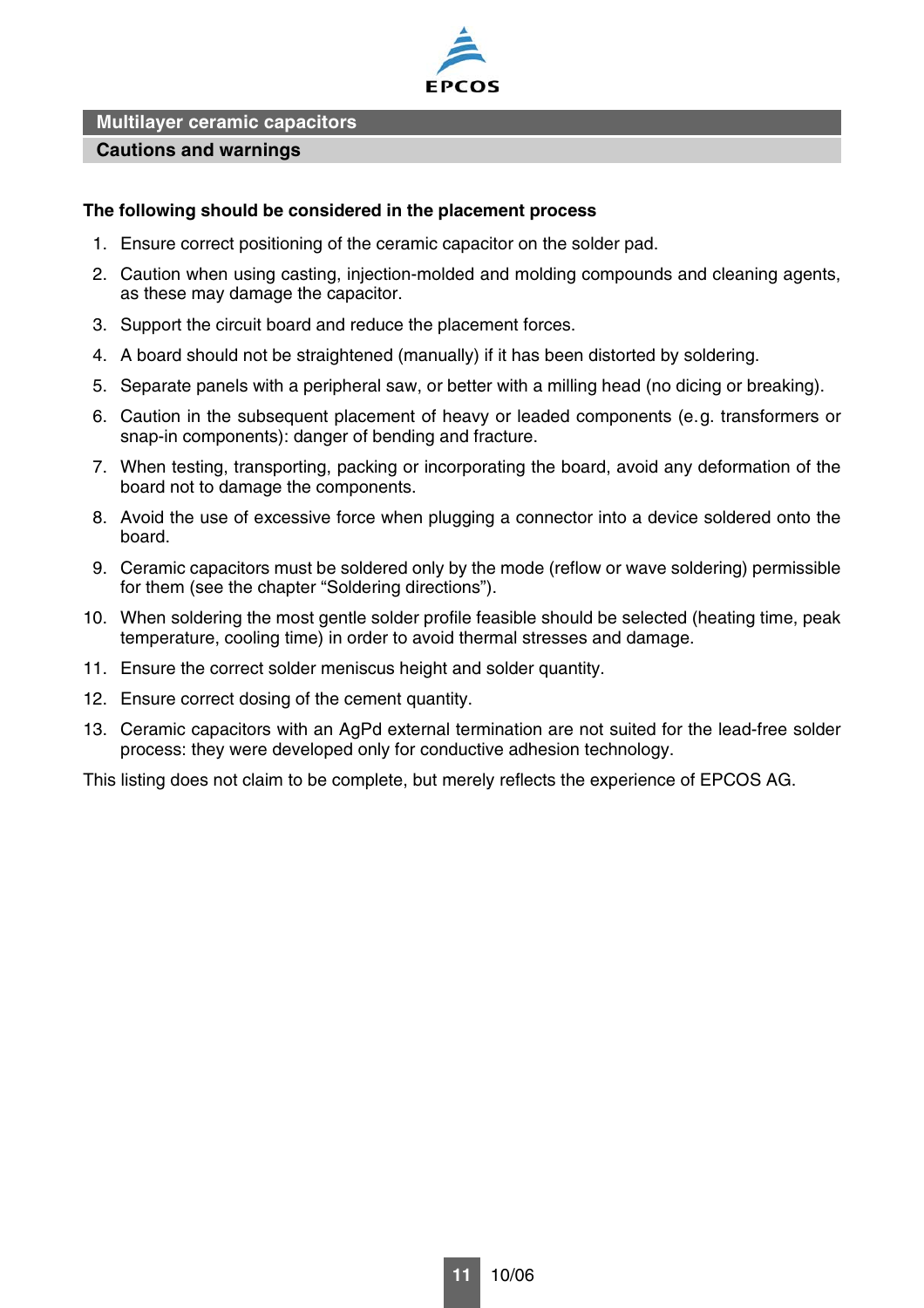## Multilayer ceramic capacitors

### Cautions and warnings

**The following should be considered in the placement process**

1. Ensure correct positioning of the ceramic capacitor on the solder pad.
2. Caution when using casting, injection-molded and molding compounds and cleaning agents, as these may damage the capacitor.
3. Support the circuit board and reduce the placement forces.
4. A board should not be straightened (manually) if it has been distorted by soldering.
5. Separate panels with a peripheral saw, or better with a milling head (no dicing or breaking).
6. Caution in the subsequent placement of heavy or leaded components (e.g. transformers or snap-in components): danger of bending and fracture.
7. When testing, transporting, packing or incorporating the board, avoid any deformation of the board not to damage the components.
8. Avoid the use of excessive force when plugging a connector into a device soldered onto the board.
9. Ceramic capacitors must be soldered only by the mode (reflow or wave soldering) permissible for them (see the chapter "Soldering directions").
10. When soldering the most gentle solder profile feasible should be selected (heating time, peak temperature, cooling time) in order to avoid thermal stresses and damage.
11. Ensure the correct solder meniscus height and solder quantity.
12. Ensure correct dosing of the cement quantity.
13. Ceramic capacitors with an AgPd external termination are not suited for the lead-free solder process: they were developed only for conductive adhesion technology.

This listing does not claim to be complete, but merely reflects the experience of EPCOS AG.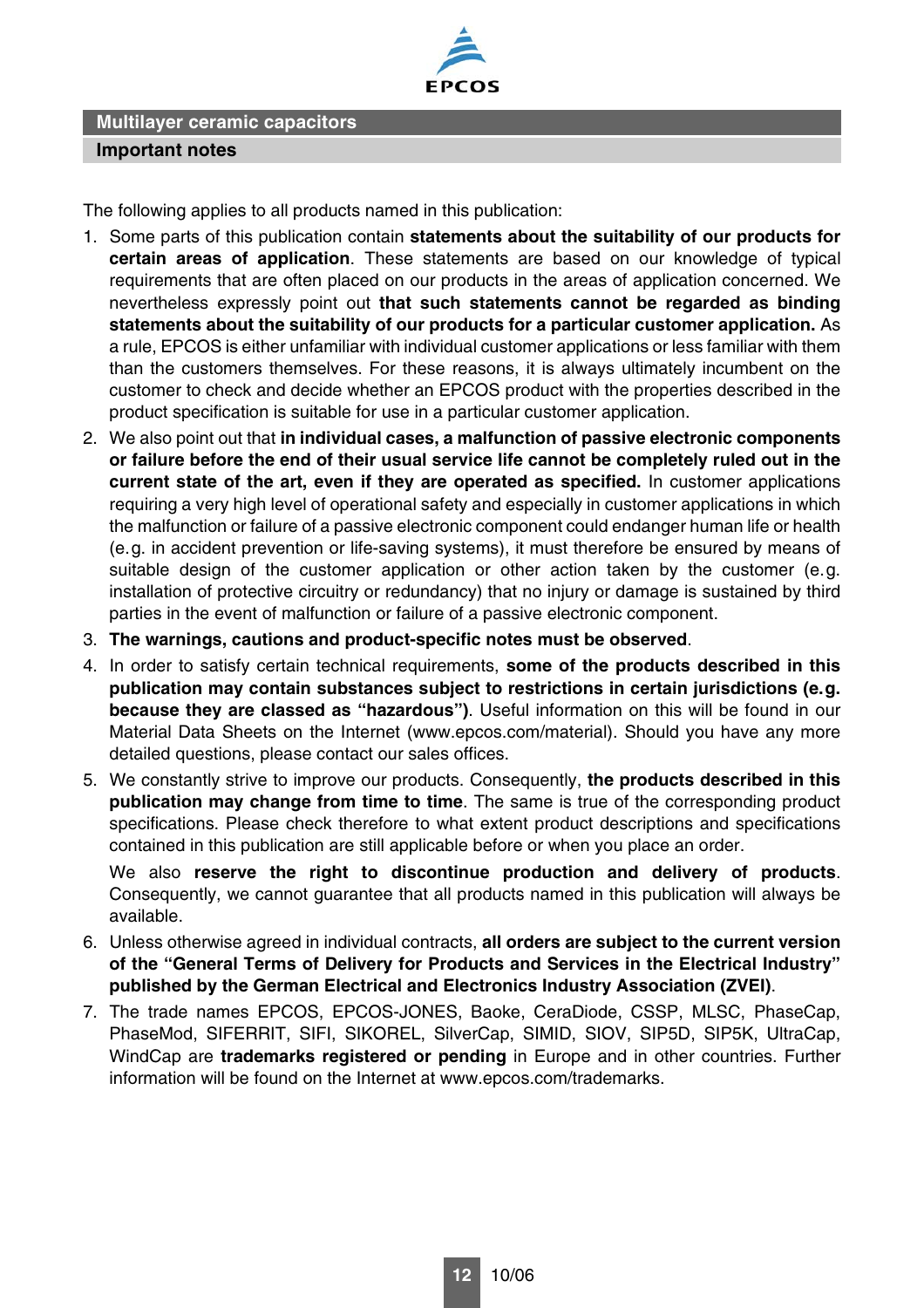## Multilayer ceramic capacitors

### Important notes

The following applies to all products named in this publication:

1. Some parts of this publication contain **statements about the suitability of our products for certain areas of application**. These statements are based on our knowledge of typical requirements that are often placed on our products in the areas of application concerned. We nevertheless expressly point out **that such statements cannot be regarded as binding statements about the suitability of our products for a particular customer application.** As a rule, EPCOS is either unfamiliar with individual customer applications or less familiar with them than the customers themselves. For these reasons, it is always ultimately incumbent on the customer to check and decide whether an EPCOS product with the properties described in the product specification is suitable for use in a particular customer application.
2. We also point out that **in individual cases, a malfunction of passive electronic components or failure before the end of their usual service life cannot be completely ruled out in the current state of the art, even if they are operated as specified.** In customer applications requiring a very high level of operational safety and especially in customer applications in which the malfunction or failure of a passive electronic component could endanger human life or health (e.g. in accident prevention or life-saving systems), it must therefore be ensured by means of suitable design of the customer application or other action taken by the customer (e.g. installation of protective circuitry or redundancy) that no injury or damage is sustained by third parties in the event of malfunction or failure of a passive electronic component.
3. **The warnings, cautions and product-specific notes must be observed**.
4. In order to satisfy certain technical requirements, **some of the products described in this publication may contain substances subject to restrictions in certain jurisdictions (e.g. because they are classed as "hazardous")**. Useful information on this will be found in our Material Data Sheets on the Internet (www.epcos.com/material). Should you have any more detailed questions, please contact our sales offices.
5. We constantly strive to improve our products. Consequently, **the products described in this publication may change from time to time**. The same is true of the corresponding product specifications. Please check therefore to what extent product descriptions and specifications contained in this publication are still applicable before or when you place an order.

   We also **reserve the right to discontinue production and delivery of products**. Consequently, we cannot guarantee that all products named in this publication will always be available.
6. Unless otherwise agreed in individual contracts, **all orders are subject to the current version of the "General Terms of Delivery for Products and Services in the Electrical Industry" published by the German Electrical and Electronics Industry Association (ZVEI)**.
7. The trade names EPCOS, EPCOS-JONES, Baoke, CeraDiode, CSSP, MLSC, PhaseCap, PhaseMod, SIFERRIT, SIFI, SIKOREL, SilverCap, SIMID, SIOV, SIP5D, SIP5K, UltraCap, WindCap are **trademarks registered or pending** in Europe and in other countries. Further information will be found on the Internet at www.epcos.com/trademarks.